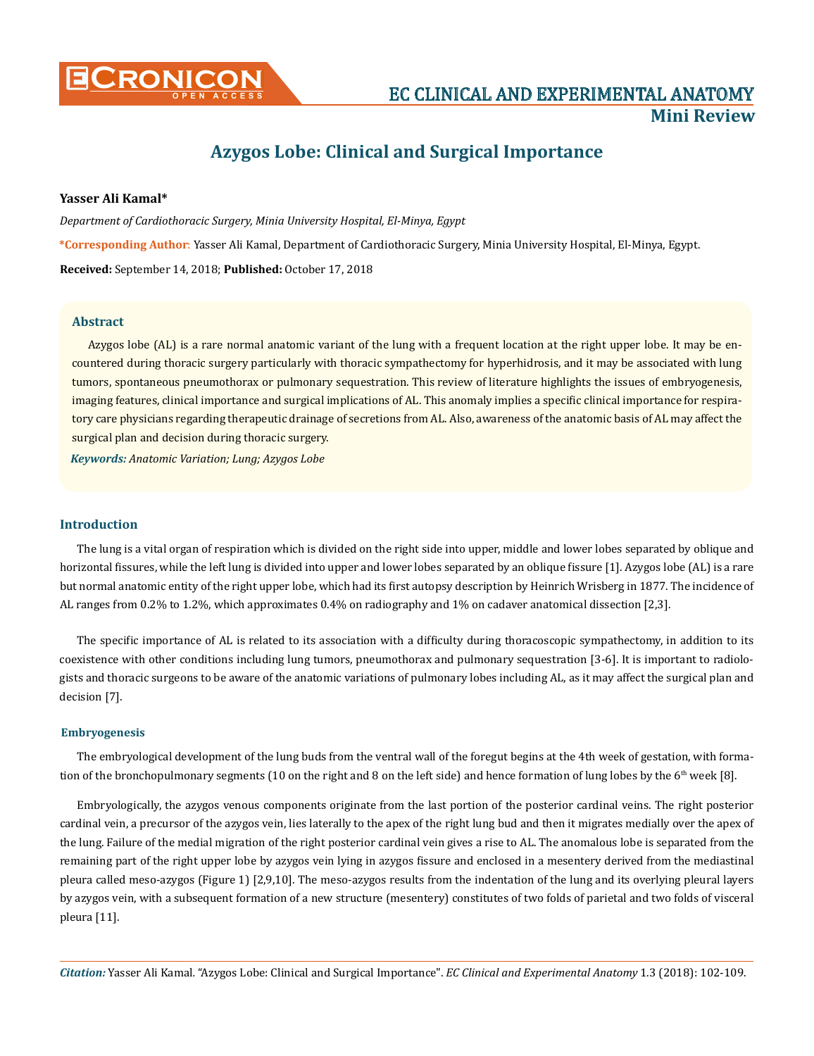# Azygos Lobe: Clinical and Surgical Importance

**Yasser Ali Kamal***

*Department of Cardiothoracic Surgery, Minia University Hospital, El-Minya, Egypt*

***Corresponding Author:** Yasser Ali Kamal, Department of Cardiothoracic Surgery, Minia University Hospital, El-Minya, Egypt.

**Received:** September 14, 2018; **Published:** October 17, 2018

## Abstract

Azygos lobe (AL) is a rare normal anatomic variant of the lung with a frequent location at the right upper lobe. It may be encountered during thoracic surgery particularly with thoracic sympathectomy for hyperhidrosis, and it may be associated with lung tumors, spontaneous pneumothorax or pulmonary sequestration. This review of literature highlights the issues of embryogenesis, imaging features, clinical importance and surgical implications of AL. This anomaly implies a specific clinical importance for respiratory care physicians regarding therapeutic drainage of secretions from AL. Also, awareness of the anatomic basis of AL may affect the surgical plan and decision during thoracic surgery.

***Keywords:*** *Anatomic Variation; Lung; Azygos Lobe*

## Introduction

The lung is a vital organ of respiration which is divided on the right side into upper, middle and lower lobes separated by oblique and horizontal fissures, while the left lung is divided into upper and lower lobes separated by an oblique fissure [1]. Azygos lobe (AL) is a rare but normal anatomic entity of the right upper lobe, which had its first autopsy description by Heinrich Wrisberg in 1877. The incidence of AL ranges from 0.2% to 1.2%, which approximates 0.4% on radiography and 1% on cadaver anatomical dissection [2,3].

The specific importance of AL is related to its association with a difficulty during thoracoscopic sympathectomy, in addition to its coexistence with other conditions including lung tumors, pneumothorax and pulmonary sequestration [3-6]. It is important to radiologists and thoracic surgeons to be aware of the anatomic variations of pulmonary lobes including AL, as it may affect the surgical plan and decision [7].

### Embryogenesis

The embryological development of the lung buds from the ventral wall of the foregut begins at the 4th week of gestation, with formation of the bronchopulmonary segments (10 on the right and 8 on the left side) and hence formation of lung lobes by the 6th week [8].

Embryologically, the azygos venous components originate from the last portion of the posterior cardinal veins. The right posterior cardinal vein, a precursor of the azygos vein, lies laterally to the apex of the right lung bud and then it migrates medially over the apex of the lung. Failure of the medial migration of the right posterior cardinal vein gives a rise to AL. The anomalous lobe is separated from the remaining part of the right upper lobe by azygos vein lying in azygos fissure and enclosed in a mesentery derived from the mediastinal pleura called meso-azygos (Figure 1) [2,9,10]. The meso-azygos results from the indentation of the lung and its overlying pleural layers by azygos vein, with a subsequent formation of a new structure (mesentery) constitutes of two folds of parietal and two folds of visceral pleura [11].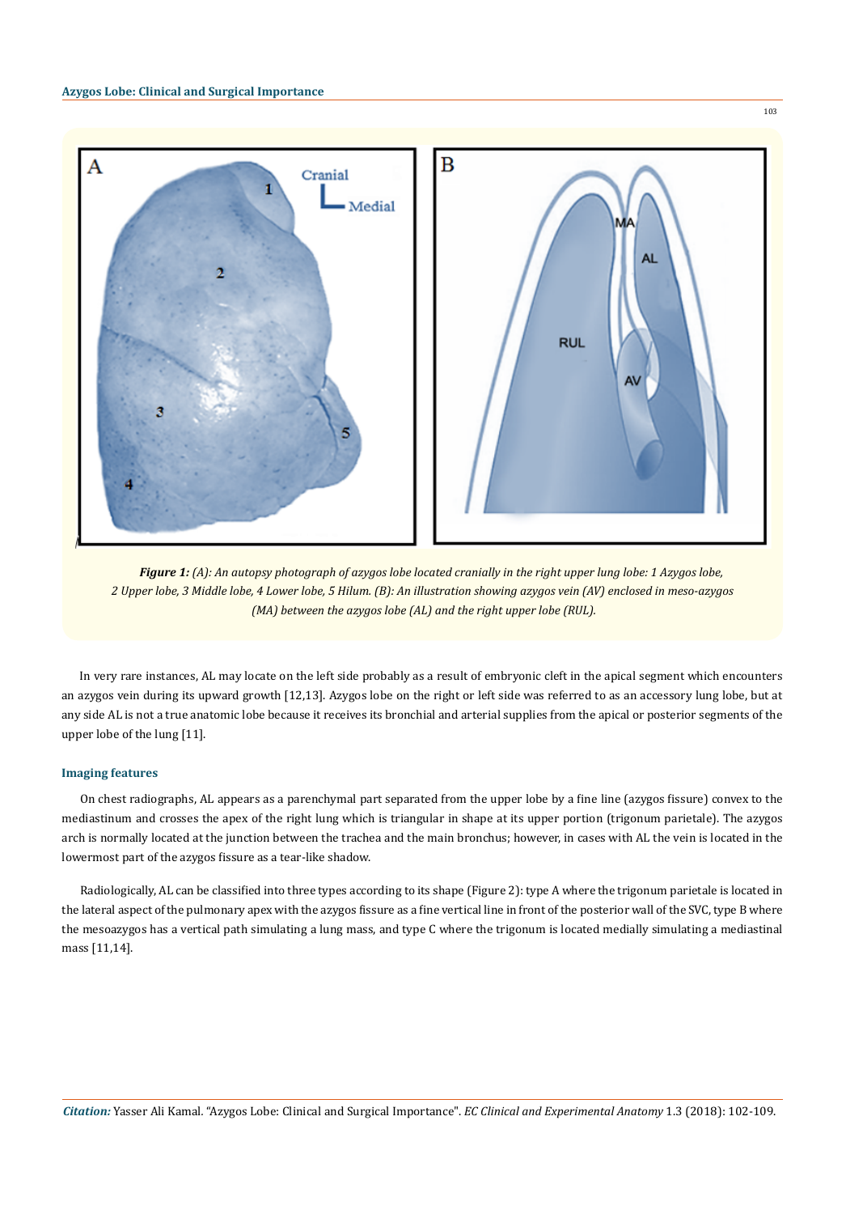**Figure 1:** *(A): An autopsy photograph of azygos lobe located cranially in the right upper lung lobe: 1 Azygos lobe, 2 Upper lobe, 3 Middle lobe, 4 Lower lobe, 5 Hilum. (B): An illustration showing azygos vein (AV) enclosed in meso-azygos (MA) between the azygos lobe (AL) and the right upper lobe (RUL).*

In very rare instances, AL may locate on the left side probably as a result of embryonic cleft in the apical segment which encounters an azygos vein during its upward growth [12,13]. Azygos lobe on the right or left side was referred to as an accessory lung lobe, but at any side AL is not a true anatomic lobe because it receives its bronchial and arterial supplies from the apical or posterior segments of the upper lobe of the lung [11].

### Imaging features

On chest radiographs, AL appears as a parenchymal part separated from the upper lobe by a fine line (azygos fissure) convex to the mediastinum and crosses the apex of the right lung which is triangular in shape at its upper portion (trigonum parietale). The azygos arch is normally located at the junction between the trachea and the main bronchus; however, in cases with AL the vein is located in the lowermost part of the azygos fissure as a tear-like shadow.

Radiologically, AL can be classified into three types according to its shape (Figure 2): type A where the trigonum parietale is located in the lateral aspect of the pulmonary apex with the azygos fissure as a fine vertical line in front of the posterior wall of the SVC, type B where the mesoazygos has a vertical path simulating a lung mass, and type C where the trigonum is located medially simulating a mediastinal mass [11,14].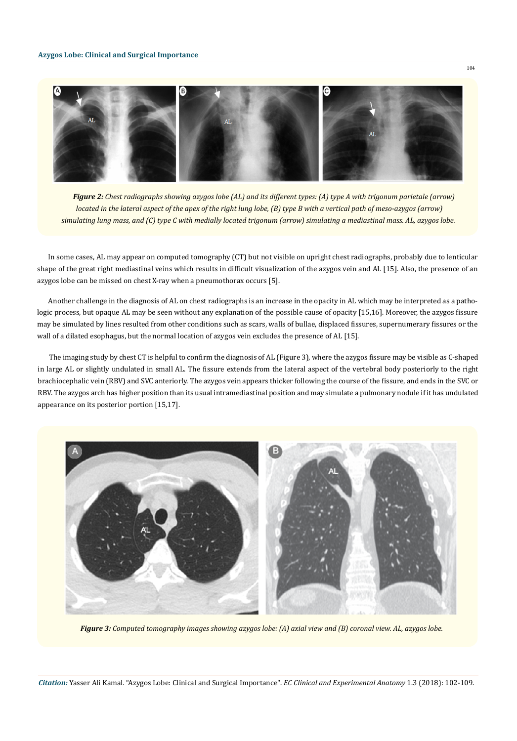*Figure 2: Chest radiographs showing azygos lobe (AL) and its different types: (A) type A with trigonum parietale (arrow) located in the lateral aspect of the apex of the right lung lobe, (B) type B with a vertical path of meso-azygos (arrow) simulating lung mass, and (C) type C with medially located trigonum (arrow) simulating a mediastinal mass. AL, azygos lobe.*

In some cases, AL may appear on computed tomography (CT) but not visible on upright chest radiographs, probably due to lenticular shape of the great right mediastinal veins which results in difficult visualization of the azygos vein and AL [15]. Also, the presence of an azygos lobe can be missed on chest X-ray when a pneumothorax occurs [5].

Another challenge in the diagnosis of AL on chest radiographs is an increase in the opacity in AL which may be interpreted as a pathologic process, but opaque AL may be seen without any explanation of the possible cause of opacity [15,16]. Moreover, the azygos fissure may be simulated by lines resulted from other conditions such as scars, walls of bullae, displaced fissures, supernumerary fissures or the wall of a dilated esophagus, but the normal location of azygos vein excludes the presence of AL [15].

The imaging study by chest CT is helpful to confirm the diagnosis of AL (Figure 3), where the azygos fissure may be visible as C-shaped in large AL or slightly undulated in small AL. The fissure extends from the lateral aspect of the vertebral body posteriorly to the right brachiocephalic vein (RBV) and SVC anteriorly. The azygos vein appears thicker following the course of the fissure, and ends in the SVC or RBV. The azygos arch has higher position than its usual intramediastinal position and may simulate a pulmonary nodule if it has undulated appearance on its posterior portion [15,17].

*Figure 3: Computed tomography images showing azygos lobe: (A) axial view and (B) coronal view. AL, azygos lobe.*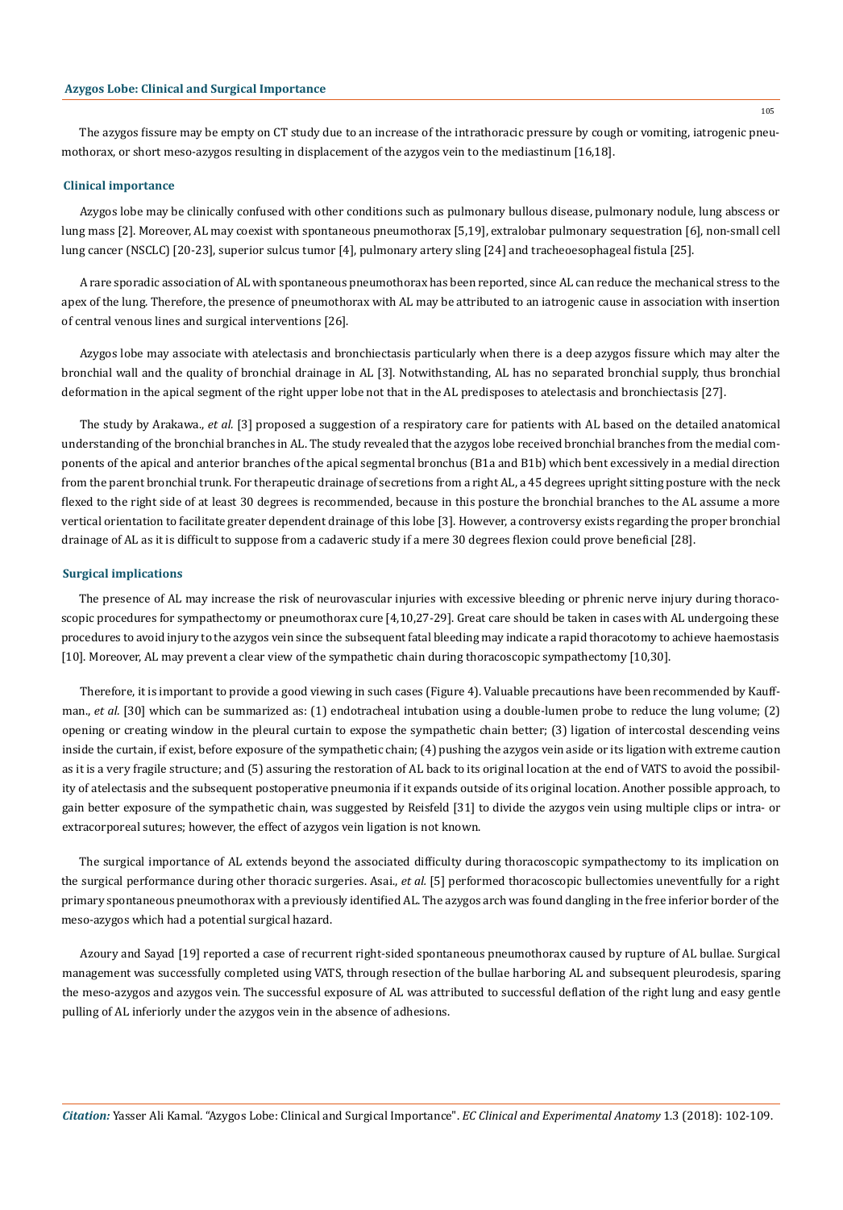The azygos fissure may be empty on CT study due to an increase of the intrathoracic pressure by cough or vomiting, iatrogenic pneumothorax, or short meso-azygos resulting in displacement of the azygos vein to the mediastinum [16,18].

## Clinical importance

Azygos lobe may be clinically confused with other conditions such as pulmonary bullous disease, pulmonary nodule, lung abscess or lung mass [2]. Moreover, AL may coexist with spontaneous pneumothorax [5,19], extralobar pulmonary sequestration [6], non-small cell lung cancer (NSCLC) [20-23], superior sulcus tumor [4], pulmonary artery sling [24] and tracheoesophageal fistula [25].

A rare sporadic association of AL with spontaneous pneumothorax has been reported, since AL can reduce the mechanical stress to the apex of the lung. Therefore, the presence of pneumothorax with AL may be attributed to an iatrogenic cause in association with insertion of central venous lines and surgical interventions [26].

Azygos lobe may associate with atelectasis and bronchiectasis particularly when there is a deep azygos fissure which may alter the bronchial wall and the quality of bronchial drainage in AL [3]. Notwithstanding, AL has no separated bronchial supply, thus bronchial deformation in the apical segment of the right upper lobe not that in the AL predisposes to atelectasis and bronchiectasis [27].

The study by Arakawa., *et al.* [3] proposed a suggestion of a respiratory care for patients with AL based on the detailed anatomical understanding of the bronchial branches in AL. The study revealed that the azygos lobe received bronchial branches from the medial components of the apical and anterior branches of the apical segmental bronchus (B1a and B1b) which bent excessively in a medial direction from the parent bronchial trunk. For therapeutic drainage of secretions from a right AL, a 45 degrees upright sitting posture with the neck flexed to the right side of at least 30 degrees is recommended, because in this posture the bronchial branches to the AL assume a more vertical orientation to facilitate greater dependent drainage of this lobe [3]. However, a controversy exists regarding the proper bronchial drainage of AL as it is difficult to suppose from a cadaveric study if a mere 30 degrees flexion could prove beneficial [28].

## Surgical implications

The presence of AL may increase the risk of neurovascular injuries with excessive bleeding or phrenic nerve injury during thoracoscopic procedures for sympathectomy or pneumothorax cure [4,10,27-29]. Great care should be taken in cases with AL undergoing these procedures to avoid injury to the azygos vein since the subsequent fatal bleeding may indicate a rapid thoracotomy to achieve haemostasis [10]. Moreover, AL may prevent a clear view of the sympathetic chain during thoracoscopic sympathectomy [10,30].

Therefore, it is important to provide a good viewing in such cases (Figure 4). Valuable precautions have been recommended by Kauffman., *et al.* [30] which can be summarized as: (1) endotracheal intubation using a double-lumen probe to reduce the lung volume; (2) opening or creating window in the pleural curtain to expose the sympathetic chain better; (3) ligation of intercostal descending veins inside the curtain, if exist, before exposure of the sympathetic chain; (4) pushing the azygos vein aside or its ligation with extreme caution as it is a very fragile structure; and (5) assuring the restoration of AL back to its original location at the end of VATS to avoid the possibility of atelectasis and the subsequent postoperative pneumonia if it expands outside of its original location. Another possible approach, to gain better exposure of the sympathetic chain, was suggested by Reisfeld [31] to divide the azygos vein using multiple clips or intra- or extracorporeal sutures; however, the effect of azygos vein ligation is not known.

The surgical importance of AL extends beyond the associated difficulty during thoracoscopic sympathectomy to its implication on the surgical performance during other thoracic surgeries. Asai., *et al.* [5] performed thoracoscopic bullectomies uneventfully for a right primary spontaneous pneumothorax with a previously identified AL. The azygos arch was found dangling in the free inferior border of the meso-azygos which had a potential surgical hazard.

Azoury and Sayad [19] reported a case of recurrent right-sided spontaneous pneumothorax caused by rupture of AL bullae. Surgical management was successfully completed using VATS, through resection of the bullae harboring AL and subsequent pleurodesis, sparing the meso-azygos and azygos vein. The successful exposure of AL was attributed to successful deflation of the right lung and easy gentle pulling of AL inferiorly under the azygos vein in the absence of adhesions.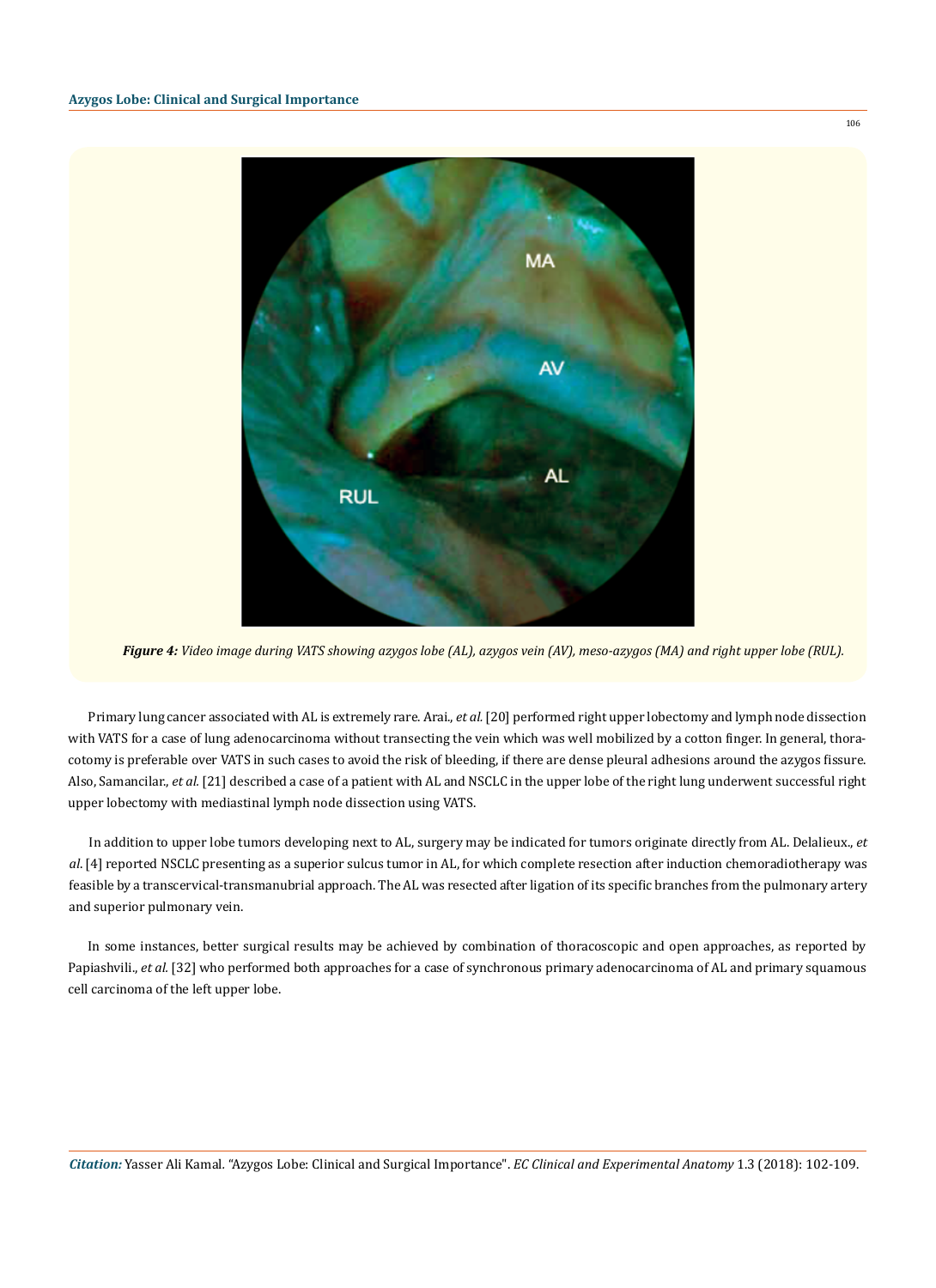*Figure 4: Video image during VATS showing azygos lobe (AL), azygos vein (AV), meso-azygos (MA) and right upper lobe (RUL).*

Primary lung cancer associated with AL is extremely rare. Arai., *et al.* [20] performed right upper lobectomy and lymph node dissection with VATS for a case of lung adenocarcinoma without transecting the vein which was well mobilized by a cotton finger. In general, thoracotomy is preferable over VATS in such cases to avoid the risk of bleeding, if there are dense pleural adhesions around the azygos fissure. Also, Samancilar., *et al.* [21] described a case of a patient with AL and NSCLC in the upper lobe of the right lung underwent successful right upper lobectomy with mediastinal lymph node dissection using VATS.

In addition to upper lobe tumors developing next to AL, surgery may be indicated for tumors originate directly from AL. Delalieux., *et al.* [4] reported NSCLC presenting as a superior sulcus tumor in AL, for which complete resection after induction chemoradiotherapy was feasible by a transcervical-transmanubrial approach. The AL was resected after ligation of its specific branches from the pulmonary artery and superior pulmonary vein.

In some instances, better surgical results may be achieved by combination of thoracoscopic and open approaches, as reported by Papiashvili., *et al.* [32] who performed both approaches for a case of synchronous primary adenocarcinoma of AL and primary squamous cell carcinoma of the left upper lobe.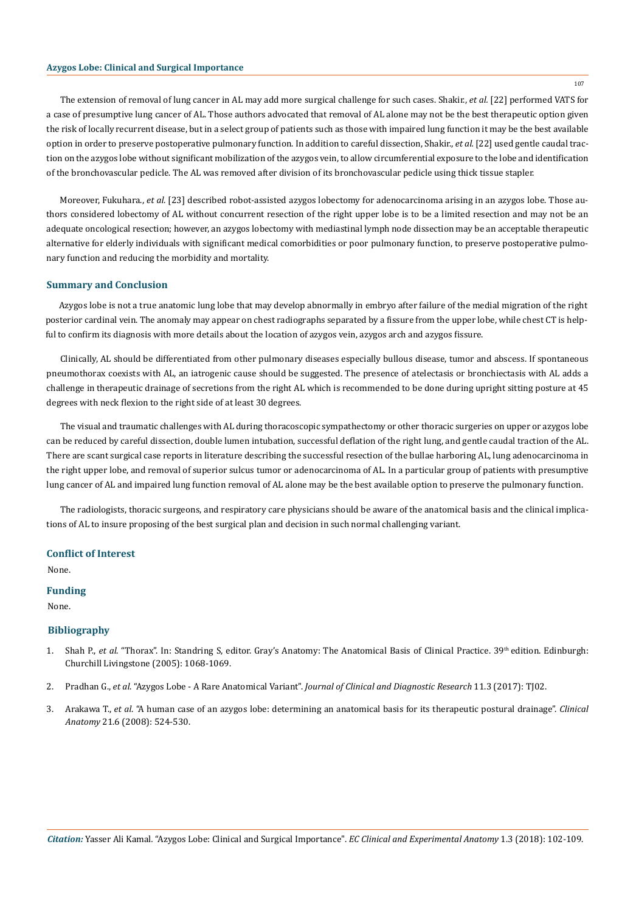The extension of removal of lung cancer in AL may add more surgical challenge for such cases. Shakir., *et al.* [22] performed VATS for a case of presumptive lung cancer of AL. Those authors advocated that removal of AL alone may not be the best therapeutic option given the risk of locally recurrent disease, but in a select group of patients such as those with impaired lung function it may be the best available option in order to preserve postoperative pulmonary function. In addition to careful dissection, Shakir., *et al.* [22] used gentle caudal traction on the azygos lobe without significant mobilization of the azygos vein, to allow circumferential exposure to the lobe and identification of the bronchovascular pedicle. The AL was removed after division of its bronchovascular pedicle using thick tissue stapler.

Moreover, Fukuhara., *et al.* [23] described robot-assisted azygos lobectomy for adenocarcinoma arising in an azygos lobe. Those authors considered lobectomy of AL without concurrent resection of the right upper lobe is to be a limited resection and may not be an adequate oncological resection; however, an azygos lobectomy with mediastinal lymph node dissection may be an acceptable therapeutic alternative for elderly individuals with significant medical comorbidities or poor pulmonary function, to preserve postoperative pulmonary function and reducing the morbidity and mortality.

## Summary and Conclusion

Azygos lobe is not a true anatomic lung lobe that may develop abnormally in embryo after failure of the medial migration of the right posterior cardinal vein. The anomaly may appear on chest radiographs separated by a fissure from the upper lobe, while chest CT is helpful to confirm its diagnosis with more details about the location of azygos vein, azygos arch and azygos fissure.

Clinically, AL should be differentiated from other pulmonary diseases especially bullous disease, tumor and abscess. If spontaneous pneumothorax coexists with AL, an iatrogenic cause should be suggested. The presence of atelectasis or bronchiectasis with AL adds a challenge in therapeutic drainage of secretions from the right AL which is recommended to be done during upright sitting posture at 45 degrees with neck flexion to the right side of at least 30 degrees.

The visual and traumatic challenges with AL during thoracoscopic sympathectomy or other thoracic surgeries on upper or azygos lobe can be reduced by careful dissection, double lumen intubation, successful deflation of the right lung, and gentle caudal traction of the AL. There are scant surgical case reports in literature describing the successful resection of the bullae harboring AL, lung adenocarcinoma in the right upper lobe, and removal of superior sulcus tumor or adenocarcinoma of AL. In a particular group of patients with presumptive lung cancer of AL and impaired lung function removal of AL alone may be the best available option to preserve the pulmonary function.

The radiologists, thoracic surgeons, and respiratory care physicians should be aware of the anatomical basis and the clinical implications of AL to insure proposing of the best surgical plan and decision in such normal challenging variant.

## Conflict of Interest

None.

## Funding

None.

## Bibliography

1. Shah P., *et al.* "Thorax". In: Standring S, editor. Gray's Anatomy: The Anatomical Basis of Clinical Practice. 39th edition. Edinburgh: Churchill Livingstone (2005): 1068-1069.
2. Pradhan G., *et al.* "Azygos Lobe - A Rare Anatomical Variant". *Journal of Clinical and Diagnostic Research* 11.3 (2017): TJ02.
3. Arakawa T., *et al.* "A human case of an azygos lobe: determining an anatomical basis for its therapeutic postural drainage". *Clinical Anatomy* 21.6 (2008): 524-530.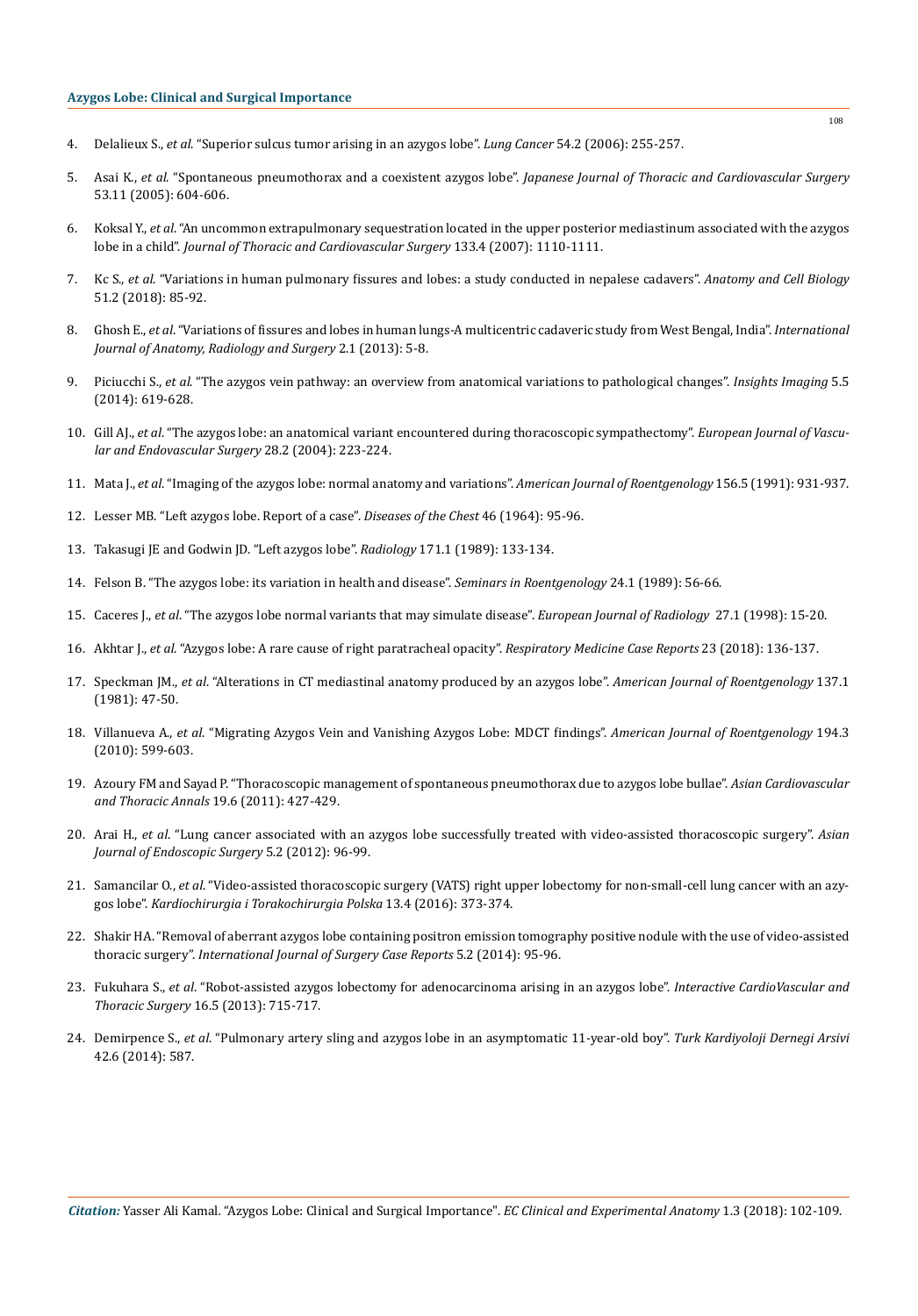4. Delalieux S., *et al.* "Superior sulcus tumor arising in an azygos lobe". *Lung Cancer* 54.2 (2006): 255-257.
5. Asai K., *et al.* "Spontaneous pneumothorax and a coexistent azygos lobe". *Japanese Journal of Thoracic and Cardiovascular Surgery* 53.11 (2005): 604-606.
6. Koksal Y., *et al*. "An uncommon extrapulmonary sequestration located in the upper posterior mediastinum associated with the azygos lobe in a child". *Journal of Thoracic and Cardiovascular Surgery* 133.4 (2007): 1110-1111.
7. Kc S., *et al.* "Variations in human pulmonary fissures and lobes: a study conducted in nepalese cadavers". *Anatomy and Cell Biology* 51.2 (2018): 85-92.
8. Ghosh E., *et al*. "Variations of fissures and lobes in human lungs-A multicentric cadaveric study from West Bengal, India". *International Journal of Anatomy, Radiology and Surgery* 2.1 (2013): 5-8.
9. Piciucchi S., *et al.* "The azygos vein pathway: an overview from anatomical variations to pathological changes". *Insights Imaging* 5.5 (2014): 619-628.
10. Gill AJ., *et al*. "The azygos lobe: an anatomical variant encountered during thoracoscopic sympathectomy". *European Journal of Vascular and Endovascular Surgery* 28.2 (2004): 223-224.
11. Mata J., *et al*. "Imaging of the azygos lobe: normal anatomy and variations". *American Journal of Roentgenology* 156.5 (1991): 931-937.
12. Lesser MB. "Left azygos lobe. Report of a case". *Diseases of the Chest* 46 (1964): 95-96.
13. Takasugi JE and Godwin JD. "Left azygos lobe". *Radiology* 171.1 (1989): 133-134.
14. Felson B. "The azygos lobe: its variation in health and disease". *Seminars in Roentgenology* 24.1 (1989): 56-66.
15. Caceres J., *et al*. "The azygos lobe normal variants that may simulate disease". *European Journal of Radiology* 27.1 (1998): 15-20.
16. Akhtar J., *et al*. "Azygos lobe: A rare cause of right paratracheal opacity". *Respiratory Medicine Case Reports* 23 (2018): 136-137.
17. Speckman JM., *et al*. "Alterations in CT mediastinal anatomy produced by an azygos lobe". *American Journal of Roentgenology* 137.1 (1981): 47-50.
18. Villanueva A., *et al*. "Migrating Azygos Vein and Vanishing Azygos Lobe: MDCT findings". *American Journal of Roentgenology* 194.3 (2010): 599-603.
19. Azoury FM and Sayad P. "Thoracoscopic management of spontaneous pneumothorax due to azygos lobe bullae". *Asian Cardiovascular and Thoracic Annals* 19.6 (2011): 427-429.
20. Arai H., *et al*. "Lung cancer associated with an azygos lobe successfully treated with video-assisted thoracoscopic surgery". *Asian Journal of Endoscopic Surgery* 5.2 (2012): 96-99.
21. Samancilar O., *et al*. "Video-assisted thoracoscopic surgery (VATS) right upper lobectomy for non-small-cell lung cancer with an azygos lobe". *Kardiochirurgia i Torakochirurgia Polska* 13.4 (2016): 373-374.
22. Shakir HA. "Removal of aberrant azygos lobe containing positron emission tomography positive nodule with the use of video-assisted thoracic surgery". *International Journal of Surgery Case Reports* 5.2 (2014): 95-96.
23. Fukuhara S., *et al*. "Robot-assisted azygos lobectomy for adenocarcinoma arising in an azygos lobe". *Interactive CardioVascular and Thoracic Surgery* 16.5 (2013): 715-717.
24. Demirpence S., *et al*. "Pulmonary artery sling and azygos lobe in an asymptomatic 11-year-old boy". *Turk Kardiyoloji Dernegi Arsivi* 42.6 (2014): 587.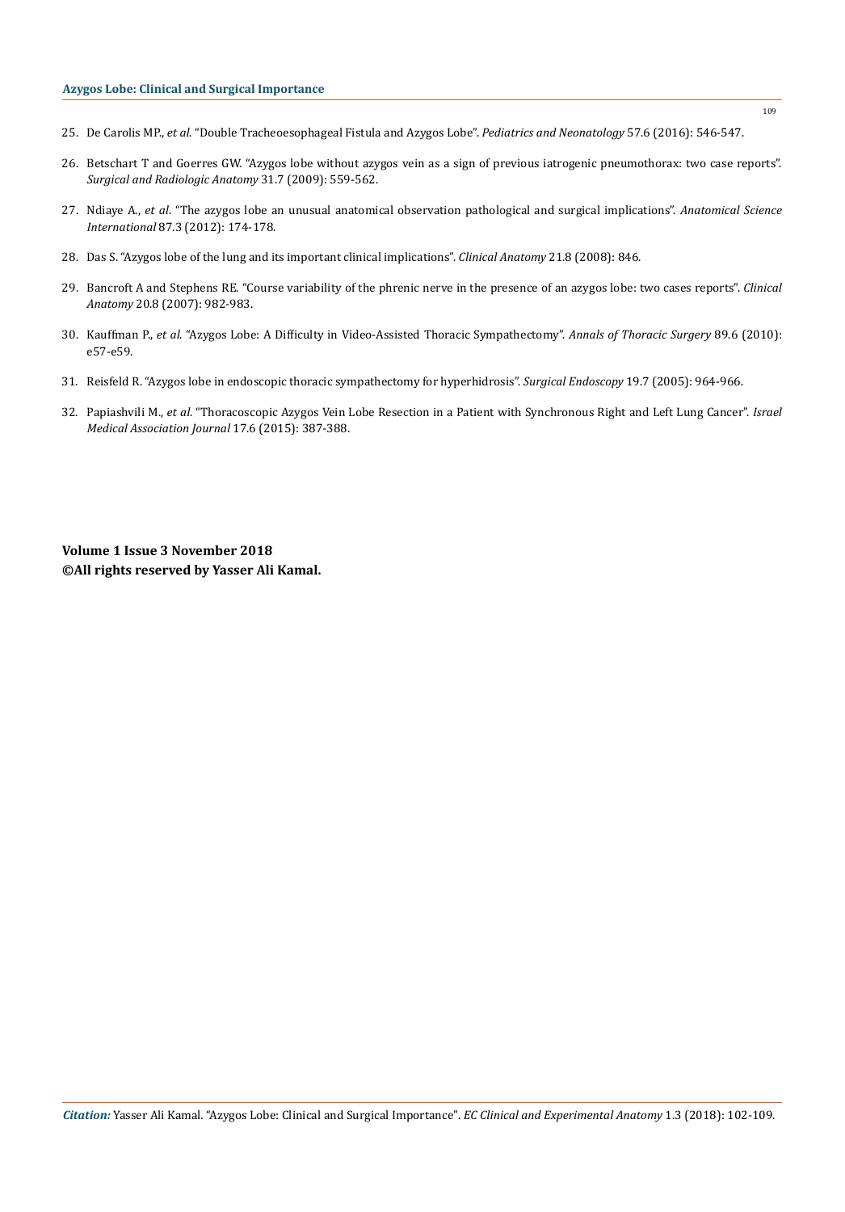25. De Carolis MP., *et al*. "Double Tracheoesophageal Fistula and Azygos Lobe". *Pediatrics and Neonatology* 57.6 (2016): 546-547.

26. Betschart T and Goerres GW. "Azygos lobe without azygos vein as a sign of previous iatrogenic pneumothorax: two case reports". *Surgical and Radiologic Anatomy* 31.7 (2009): 559-562.

27. Ndiaye A., *et al*. "The azygos lobe an unusual anatomical observation pathological and surgical implications". *Anatomical Science International* 87.3 (2012): 174-178.

28. Das S. "Azygos lobe of the lung and its important clinical implications". *Clinical Anatomy* 21.8 (2008): 846.

29. Bancroft A and Stephens RE. "Course variability of the phrenic nerve in the presence of an azygos lobe: two cases reports". *Clinical Anatomy* 20.8 (2007): 982-983.

30. Kauffman P., *et al*. "Azygos Lobe: A Difficulty in Video-Assisted Thoracic Sympathectomy". *Annals of Thoracic Surgery* 89.6 (2010): e57-e59.

31. Reisfeld R. "Azygos lobe in endoscopic thoracic sympathectomy for hyperhidrosis". *Surgical Endoscopy* 19.7 (2005): 964-966.

32. Papiashvili M., *et al*. "Thoracoscopic Azygos Vein Lobe Resection in a Patient with Synchronous Right and Left Lung Cancer". *Israel Medical Association Journal* 17.6 (2015): 387-388.

**Volume 1 Issue 3 November 2018**
**©All rights reserved by Yasser Ali Kamal.**